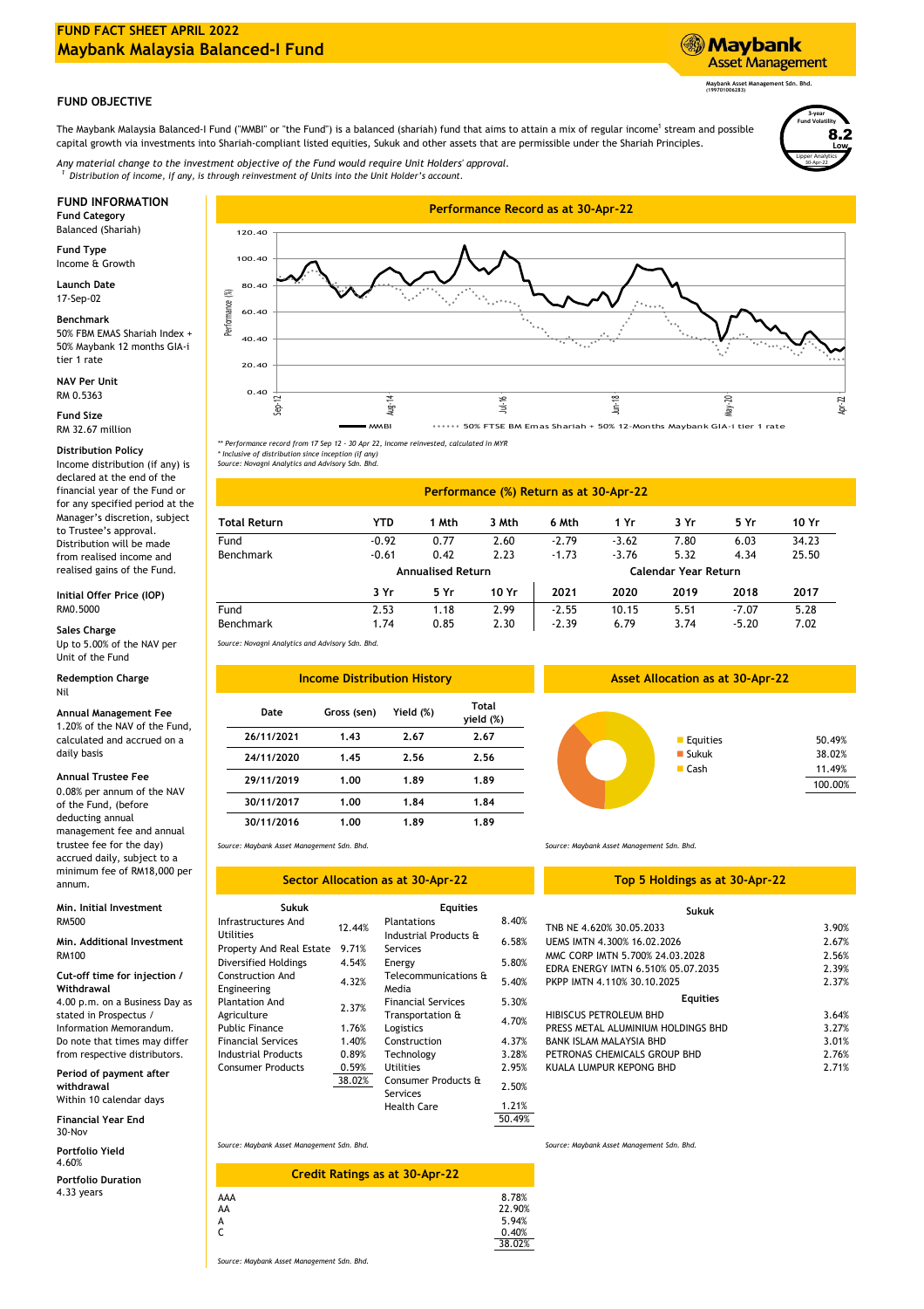# FUND FACT SHEET APRIL 2022
# Maybank Malaysia Balanced-I Fund

Maybank Asset Management

Maybank Asset Management Sdn. Bhd. (199701006283)

3-year Fund Volatility **8.2** Low
Lipper Analytics 30-Apr-22

## FUND OBJECTIVE

The Maybank Malaysia Balanced-I Fund ("MMBI" or "the Fund") is a balanced (shariah) fund that aims to attain a mix of regular income[1] stream and possible capital growth via investments into Shariah-compliant listed equities, Sukuk and other assets that are permissible under the Shariah Principles.

*Any material change to the investment objective of the Fund would require Unit Holders' approval.*
*[1] Distribution of income, if any, is through reinvestment of Units into the Unit Holder's account.*

## FUND INFORMATION

**Fund Category**
Balanced (Shariah)

**Fund Type**
Income & Growth

**Launch Date**
17-Sep-02

**Benchmark**
50% FBM EMAS Shariah Index + 50% Maybank 12 months GIA-i tier 1 rate

**NAV Per Unit**
RM 0.5363

**Fund Size**
RM 32.67 million

**Distribution Policy**
Income distribution (if any) is declared at the end of the financial year of the Fund or for any specified period at the Manager's discretion, subject to Trustee's approval. Distribution will be made from realised income and realised gains of the Fund.

**Initial Offer Price (IOP)**
RM0.5000

**Sales Charge**
Up to 5.00% of the NAV per Unit of the Fund

**Redemption Charge**
Nil

**Annual Management Fee**
1.20% of the NAV of the Fund, calculated and accrued on a daily basis

**Annual Trustee Fee**
0.08% per annum of the NAV of the Fund, (before deducting annual management fee and annual trustee fee for the day) accrued daily, subject to a minimum fee of RM18,000 per annum.

**Min. Initial Investment**
RM500

**Min. Additional Investment**
RM100

**Cut-off time for injection / Withdrawal**
4.00 p.m. on a Business Day as stated in Prospectus / Information Memorandum. Do note that times may differ from respective distributors.

**Period of payment after withdrawal**
Within 10 calendar days

**Financial Year End**
30-Nov

**Portfolio Yield**
4.60%

**Portfolio Duration**
4.33 years

## Performance Record as at 30-Apr-22

Legend: MMBI; 50% FTSE BM Emas Shariah + 50% 12-Months Maybank GIA-i tier 1 rate

*\*\* Performance record from 17 Sep 12 - 30 Apr 22, income reinvested, calculated in MYR*
*\* Inclusive of distribution since inception (if any)*
*Source: Novagni Analytics and Advisory Sdn. Bhd.*

## Performance (%) Return as at 30-Apr-22

| Total Return | YTD | 1 Mth | 3 Mth | 6 Mth | 1 Yr | 3 Yr | 5 Yr | 10 Yr |
|---|---|---|---|---|---|---|---|---|
| Fund | -0.92 | 0.77 | 2.60 | -2.79 | -3.62 | 7.80 | 6.03 | 34.23 |
| Benchmark | -0.61 | 0.42 | 2.23 | -1.73 | -3.76 | 5.32 | 4.34 | 25.50 |

| | Annualised Return | | | Calendar Year Return | | | | |
|---|---|---|---|---|---|---|---|---|
| | 3 Yr | 5 Yr | 10 Yr | 2021 | 2020 | 2019 | 2018 | 2017 |
| Fund | 2.53 | 1.18 | 2.99 | -2.55 | 10.15 | 5.51 | -7.07 | 5.28 |
| Benchmark | 1.74 | 0.85 | 2.30 | -2.39 | 6.79 | 3.74 | -5.20 | 7.02 |

*Source: Novagni Analytics and Advisory Sdn. Bhd.*

## Income Distribution History

| Date | Gross (sen) | Yield (%) | Total yield (%) |
|---|---|---|---|
| 26/11/2021 | 1.43 | 2.67 | 2.67 |
| 24/11/2020 | 1.45 | 2.56 | 2.56 |
| 29/11/2019 | 1.00 | 1.89 | 1.89 |
| 30/11/2017 | 1.00 | 1.84 | 1.84 |
| 30/11/2016 | 1.00 | 1.89 | 1.89 |

*Source: Maybank Asset Management Sdn. Bhd.*

## Asset Allocation as at 30-Apr-22

| Asset | % |
|---|---|
| Equities | 50.49% |
| Sukuk | 38.02% |
| Cash | 11.49% |
| | 100.00% |

*Source: Maybank Asset Management Sdn. Bhd.*

## Sector Allocation as at 30-Apr-22

| Sukuk | | Equities | |
|---|---|---|---|
| Infrastructures And Utilities | 12.44% | Plantations | 8.40% |
| Property And Real Estate | 9.71% | Industrial Products & Services | 6.58% |
| Diversified Holdings | 4.54% | Energy | 5.80% |
| Construction And Engineering | 4.32% | Telecommunications & Media | 5.40% |
| Plantation And Agriculture | 2.37% | Financial Services | 5.30% |
| Public Finance | 1.76% | Transportation & Logistics | 4.70% |
| Financial Services | 1.40% | Construction | 4.37% |
| Industrial Products | 0.89% | Technology | 3.28% |
| Consumer Products | 0.59% | Utilities | 2.95% |
| | 38.02% | Consumer Products & Services | 2.50% |
| | | Health Care | 1.21% |
| | | | 50.49% |

*Source: Maybank Asset Management Sdn. Bhd.*

## Top 5 Holdings as at 30-Apr-22

| Sukuk | |
|---|---|
| TNB NE 4.620% 30.05.2033 | 3.90% |
| UEMS IMTN 4.300% 16.02.2026 | 2.67% |
| MMC CORP IMTN 5.700% 24.03.2028 | 2.56% |
| EDRA ENERGY IMTN 6.510% 05.07.2035 | 2.39% |
| PKPP IMTN 4.110% 30.10.2025 | 2.37% |
| **Equities** | |
| HIBISCUS PETROLEUM BHD | 3.64% |
| PRESS METAL ALUMINIUM HOLDINGS BHD | 3.27% |
| BANK ISLAM MALAYSIA BHD | 3.01% |
| PETRONAS CHEMICALS GROUP BHD | 2.76% |
| KUALA LUMPUR KEPONG BHD | 2.71% |

*Source: Maybank Asset Management Sdn. Bhd.*

## Credit Ratings as at 30-Apr-22

| Rating | % |
|---|---|
| AAA | 8.78% |
| AA | 22.90% |
| A | 5.94% |
| C | 0.40% |
| | 38.02% |

*Source: Maybank Asset Management Sdn. Bhd.*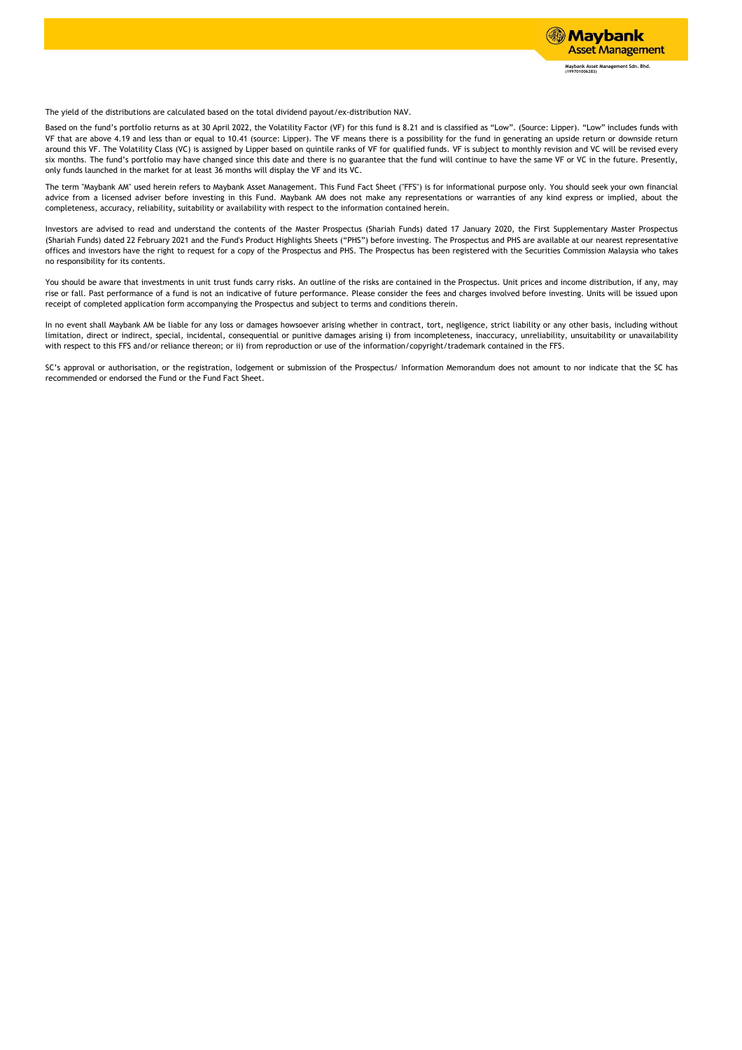The yield of the distributions are calculated based on the total dividend payout/ex-distribution NAV.

Based on the fund's portfolio returns as at 30 April 2022, the Volatility Factor (VF) for this fund is 8.21 and is classified as "Low". (Source: Lipper). "Low" includes funds with VF that are above 4.19 and less than or equal to 10.41 (source: Lipper). The VF means there is a possibility for the fund in generating an upside return or downside return around this VF. The Volatility Class (VC) is assigned by Lipper based on quintile ranks of VF for qualified funds. VF is subject to monthly revision and VC will be revised every six months. The fund's portfolio may have changed since this date and there is no guarantee that the fund will continue to have the same VF or VC in the future. Presently, only funds launched in the market for at least 36 months will display the VF and its VC.

The term "Maybank AM" used herein refers to Maybank Asset Management. This Fund Fact Sheet ("FFS") is for informational purpose only. You should seek your own financial advice from a licensed adviser before investing in this Fund. Maybank AM does not make any representations or warranties of any kind express or implied, about the completeness, accuracy, reliability, suitability or availability with respect to the information contained herein.

Investors are advised to read and understand the contents of the Master Prospectus (Shariah Funds) dated 17 January 2020, the First Supplementary Master Prospectus (Shariah Funds) dated 22 February 2021 and the Fund's Product Highlights Sheets ("PHS") before investing. The Prospectus and PHS are available at our nearest representative offices and investors have the right to request for a copy of the Prospectus and PHS. The Prospectus has been registered with the Securities Commission Malaysia who takes no responsibility for its contents.

You should be aware that investments in unit trust funds carry risks. An outline of the risks are contained in the Prospectus. Unit prices and income distribution, if any, may rise or fall. Past performance of a fund is not an indicative of future performance. Please consider the fees and charges involved before investing. Units will be issued upon receipt of completed application form accompanying the Prospectus and subject to terms and conditions therein.

In no event shall Maybank AM be liable for any loss or damages howsoever arising whether in contract, tort, negligence, strict liability or any other basis, including without limitation, direct or indirect, special, incidental, consequential or punitive damages arising i) from incompleteness, inaccuracy, unreliability, unsuitability or unavailability with respect to this FFS and/or reliance thereon; or ii) from reproduction or use of the information/copyright/trademark contained in the FFS.

SC's approval or authorisation, or the registration, lodgement or submission of the Prospectus/ Information Memorandum does not amount to nor indicate that the SC has recommended or endorsed the Fund or the Fund Fact Sheet.